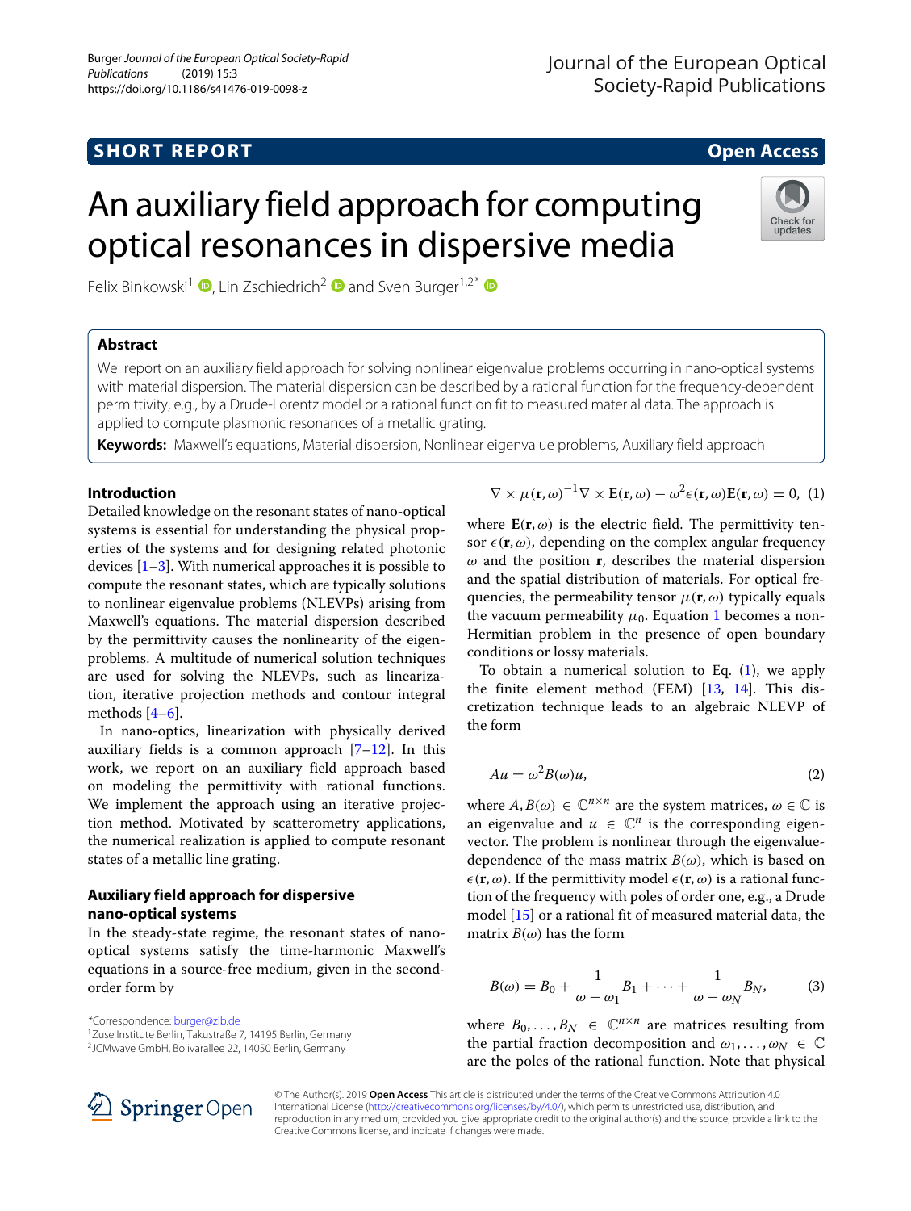SHORT REPORT

Open Access

# An auxiliary field approach for computing optical resonances in dispersive media

Felix Binkowski[1], Lin Zschiedrich[2] and Sven Burger[1,2*]

## Abstract

We report on an auxiliary field approach for solving nonlinear eigenvalue problems occurring in nano-optical systems with material dispersion. The material dispersion can be described by a rational function for the frequency-dependent permittivity, e.g., by a Drude-Lorentz model or a rational function fit to measured material data. The approach is applied to compute plasmonic resonances of a metallic grating.

**Keywords:** Maxwell's equations, Material dispersion, Nonlinear eigenvalue problems, Auxiliary field approach

## Introduction

Detailed knowledge on the resonant states of nano-optical systems is essential for understanding the physical properties of the systems and for designing related photonic devices [1–3]. With numerical approaches it is possible to compute the resonant states, which are typically solutions to nonlinear eigenvalue problems (NLEVPs) arising from Maxwell's equations. The material dispersion described by the permittivity causes the nonlinearity of the eigenproblems. A multitude of numerical solution techniques are used for solving the NLEVPs, such as linearization, iterative projection methods and contour integral methods [4–6].

In nano-optics, linearization with physically derived auxiliary fields is a common approach [7–12]. In this work, we report on an auxiliary field approach based on modeling the permittivity with rational functions. We implement the approach using an iterative projection method. Motivated by scatterometry applications, the numerical realization is applied to compute resonant states of a metallic line grating.

## Auxiliary field approach for dispersive nano-optical systems

In the steady-state regime, the resonant states of nano-optical systems satisfy the time-harmonic Maxwell's equations in a source-free medium, given in the second-order form by

$$\nabla \times \mu(\mathbf{r},\omega)^{-1} \nabla \times \mathbf{E}(\mathbf{r},\omega) - \omega^2 \epsilon(\mathbf{r},\omega)\mathbf{E}(\mathbf{r},\omega) = 0, \quad (1)$$

where $\mathbf{E}(\mathbf{r},\omega)$ is the electric field. The permittivity tensor $\epsilon(\mathbf{r},\omega)$, depending on the complex angular frequency $\omega$ and the position $\mathbf{r}$, describes the material dispersion and the spatial distribution of materials. For optical frequencies, the permeability tensor $\mu(\mathbf{r},\omega)$ typically equals the vacuum permeability $\mu_0$. Equation 1 becomes a non-Hermitian problem in the presence of open boundary conditions or lossy materials.

To obtain a numerical solution to Eq. (1), we apply the finite element method (FEM) [13, 14]. This discretization technique leads to an algebraic NLEVP of the form

$$Au = \omega^2 B(\omega) u, \quad (2)$$

where $A, B(\omega) \in \mathbb{C}^{n\times n}$ are the system matrices, $\omega \in \mathbb{C}$ is an eigenvalue and $u \in \mathbb{C}^n$ is the corresponding eigenvector. The problem is nonlinear through the eigenvalue-dependence of the mass matrix $B(\omega)$, which is based on $\epsilon(\mathbf{r},\omega)$. If the permittivity model $\epsilon(\mathbf{r},\omega)$ is a rational function of the frequency with poles of order one, e.g., a Drude model [15] or a rational fit of measured material data, the matrix $B(\omega)$ has the form

$$B(\omega) = B_0 + \frac{1}{\omega - \omega_1} B_1 + \cdots + \frac{1}{\omega - \omega_N} B_N, \quad (3)$$

where $B_0, \ldots, B_N \in \mathbb{C}^{n\times n}$ are matrices resulting from the partial fraction decomposition and $\omega_1, \ldots, \omega_N \in \mathbb{C}$ are the poles of the rational function. Note that physical

*Correspondence: burger@zib.de
[1] Zuse Institute Berlin, Takustraße 7, 14195 Berlin, Germany
[2] JCMwave GmbH, Bolivarallee 22, 14050 Berlin, Germany

© The Author(s). 2019 **Open Access** This article is distributed under the terms of the Creative Commons Attribution 4.0 International License (http://creativecommons.org/licenses/by/4.0/), which permits unrestricted use, distribution, and reproduction in any medium, provided you give appropriate credit to the original author(s) and the source, provide a link to the Creative Commons license, and indicate if changes were made.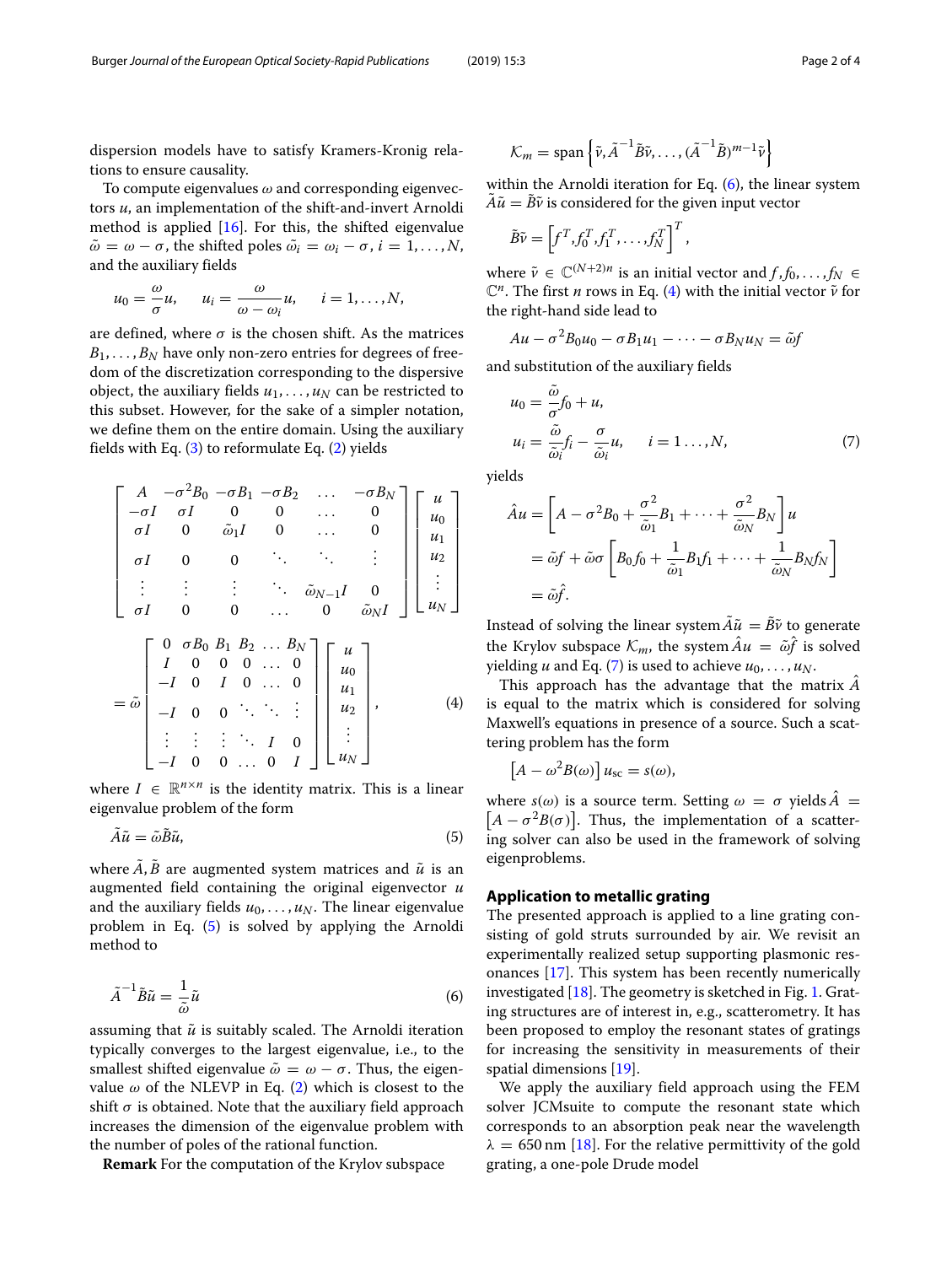dispersion models have to satisfy Kramers-Kronig relations to ensure causality.

To compute eigenvalues $\omega$ and corresponding eigenvectors $u$, an implementation of the shift-and-invert Arnoldi method is applied [16]. For this, the shifted eigenvalue $\tilde{\omega} = \omega - \sigma$, the shifted poles $\tilde{\omega_i} = \omega_i - \sigma$, $i = 1, \ldots, N$, and the auxiliary fields

$$u_0 = \frac{\omega}{\sigma} u, \qquad u_i = \frac{\omega}{\omega - \omega_i} u, \qquad i = 1, \ldots, N,$$

are defined, where $\sigma$ is the chosen shift. As the matrices $B_1, \ldots, B_N$ have only non-zero entries for degrees of freedom of the discretization corresponding to the dispersive object, the auxiliary fields $u_1, \ldots, u_N$ can be restricted to this subset. However, for the sake of a simpler notation, we define them on the entire domain. Using the auxiliary fields with Eq. (3) to reformulate Eq. (2) yields

$$\begin{bmatrix} A & -\sigma^2 B_0 & -\sigma B_1 & -\sigma B_2 & \ldots & -\sigma B_N \\ -\sigma I & \sigma I & 0 & 0 & \ldots & 0 \\ \sigma I & 0 & \tilde{\omega}_1 I & 0 & \ldots & 0 \\ \sigma I & 0 & 0 & \ddots & \ddots & \vdots \\ \vdots & \vdots & \vdots & \ddots & \tilde{\omega}_{N-1} I & 0 \\ \sigma I & 0 & 0 & \ldots & 0 & \tilde{\omega}_N I \end{bmatrix} \begin{bmatrix} u \\ u_0 \\ u_1 \\ u_2 \\ \vdots \\ u_N \end{bmatrix}$$

$$= \tilde{\omega} \begin{bmatrix} 0 & \sigma B_0 & B_1 & B_2 & \ldots & B_N \\ I & 0 & 0 & 0 & \ldots & 0 \\ -I & 0 & I & 0 & \ldots & 0 \\ -I & 0 & 0 & \ddots & \ddots & \vdots \\ \vdots & \vdots & \vdots & \ddots & I & 0 \\ -I & 0 & 0 & \ldots & 0 & I \end{bmatrix} \begin{bmatrix} u \\ u_0 \\ u_1 \\ u_2 \\ \vdots \\ u_N \end{bmatrix}, \tag{4}$$

where $I \in \mathbb{R}^{n \times n}$ is the identity matrix. This is a linear eigenvalue problem of the form

$$\tilde{A}\tilde{u} = \tilde{\omega}\tilde{B}\tilde{u}, \tag{5}$$

where $\tilde{A}, \tilde{B}$ are augmented system matrices and $\tilde{u}$ is an augmented field containing the original eigenvector $u$ and the auxiliary fields $u_0, \ldots, u_N$. The linear eigenvalue problem in Eq. (5) is solved by applying the Arnoldi method to

$$\tilde{A}^{-1}\tilde{B}\tilde{u} = \frac{1}{\tilde{\omega}}\tilde{u} \tag{6}$$

assuming that $\tilde{u}$ is suitably scaled. The Arnoldi iteration typically converges to the largest eigenvalue, i.e., to the smallest shifted eigenvalue $\tilde{\omega} = \omega - \sigma$. Thus, the eigenvalue $\omega$ of the NLEVP in Eq. (2) which is closest to the shift $\sigma$ is obtained. Note that the auxiliary field approach increases the dimension of the eigenvalue problem with the number of poles of the rational function.

**Remark** For the computation of the Krylov subspace

$$\mathcal{K}_m = \text{span}\left\{\tilde{v}, \tilde{A}^{-1}\tilde{B}\tilde{v}, \ldots, (\tilde{A}^{-1}\tilde{B})^{m-1}\tilde{v}\right\}$$

within the Arnoldi iteration for Eq. (6), the linear system $\tilde{A}\tilde{u} = \tilde{B}\tilde{v}$ is considered for the given input vector

$$\tilde{B}\tilde{v} = \left[f^T, f_0^T, f_1^T, \ldots, f_N^T\right]^T,$$

where $\tilde{v} \in \mathbb{C}^{(N+2)n}$ is an initial vector and $f, f_0, \ldots, f_N \in \mathbb{C}^n$. The first $n$ rows in Eq. (4) with the initial vector $\tilde{v}$ for the right-hand side lead to

$$Au - \sigma^2 B_0 u_0 - \sigma B_1 u_1 - \cdots - \sigma B_N u_N = \tilde{\omega} f$$

and substitution of the auxiliary fields

$$u_0 = \frac{\tilde{\omega}}{\sigma} f_0 + u,$$
$$u_i = \frac{\tilde{\omega}}{\tilde{\omega}_i} f_i - \frac{\sigma}{\tilde{\omega}_i} u, \qquad i = 1 \ldots, N, \tag{7}$$

yields

$$\begin{aligned} \hat{A}u &= \left[A - \sigma^2 B_0 + \frac{\sigma^2}{\tilde{\omega}_1} B_1 + \cdots + \frac{\sigma^2}{\tilde{\omega}_N} B_N\right] u \\ &= \tilde{\omega} f + \tilde{\omega}\sigma \left[B_0 f_0 + \frac{1}{\tilde{\omega}_1} B_1 f_1 + \cdots + \frac{1}{\tilde{\omega}_N} B_N f_N\right] \\ &= \tilde{\omega}\hat{f}. \end{aligned}$$

Instead of solving the linear system $\tilde{A}\tilde{u} = \tilde{B}\tilde{v}$ to generate the Krylov subspace $\mathcal{K}_m$, the system $\hat{A}u = \tilde{\omega}\hat{f}$ is solved yielding $u$ and Eq. (7) is used to achieve $u_0, \ldots, u_N$.

This approach has the advantage that the matrix $\hat{A}$ is equal to the matrix which is considered for solving Maxwell's equations in presence of a source. Such a scattering problem has the form

$$\left[A - \omega^2 B(\omega)\right] u_{\text{sc}} = s(\omega),$$

where $s(\omega)$ is a source term. Setting $\omega = \sigma$ yields $\hat{A} = \left[A - \sigma^2 B(\sigma)\right]$. Thus, the implementation of a scattering solver can also be used in the framework of solving eigenproblems.

## Application to metallic grating

The presented approach is applied to a line grating consisting of gold struts surrounded by air. We revisit an experimentally realized setup supporting plasmonic resonances [17]. This system has been recently numerically investigated [18]. The geometry is sketched in Fig. 1. Grating structures are of interest in, e.g., scatterometry. It has been proposed to employ the resonant states of gratings for increasing the sensitivity in measurements of their spatial dimensions [19].

We apply the auxiliary field approach using the FEM solver JCMsuite to compute the resonant state which corresponds to an absorption peak near the wavelength $\lambda = 650\,\text{nm}$ [18]. For the relative permittivity of the gold grating, a one-pole Drude model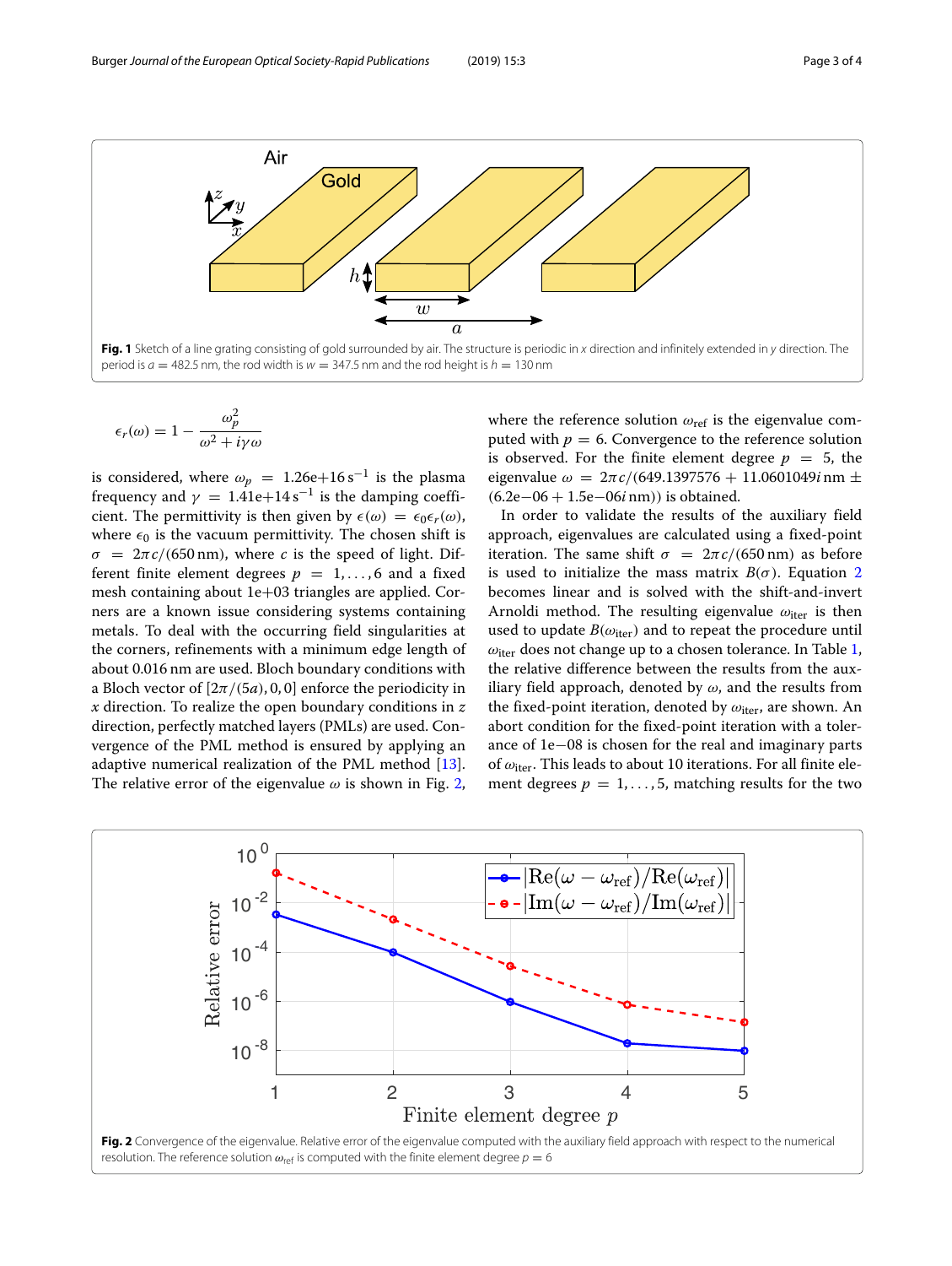**Fig. 1** Sketch of a line grating consisting of gold surrounded by air. The structure is periodic in $x$ direction and infinitely extended in $y$ direction. The period is $a = 482.5$ nm, the rod width is $w = 347.5$ nm and the rod height is $h = 130$ nm

$$\epsilon_r(\omega) = 1 - \frac{\omega_p^2}{\omega^2 + i\gamma\omega}$$

is considered, where $\omega_p = 1.26\text{e}{+}16\,\text{s}^{-1}$ is the plasma frequency and $\gamma = 1.41\text{e}{+}14\,\text{s}^{-1}$ is the damping coefficient. The permittivity is then given by $\epsilon(\omega) = \epsilon_0 \epsilon_r(\omega)$, where $\epsilon_0$ is the vacuum permittivity. The chosen shift is $\sigma = 2\pi c/(650\,\text{nm})$, where $c$ is the speed of light. Different finite element degrees $p = 1, \ldots, 6$ and a fixed mesh containing about 1e+03 triangles are applied. Corners are a known issue considering systems containing metals. To deal with the occurring field singularities at the corners, refinements with a minimum edge length of about 0.016 nm are used. Bloch boundary conditions with a Bloch vector of $[2\pi/(5a), 0, 0]$ enforce the periodicity in $x$ direction. To realize the open boundary conditions in $z$ direction, perfectly matched layers (PMLs) are used. Convergence of the PML method is ensured by applying an adaptive numerical realization of the PML method [13]. The relative error of the eigenvalue $\omega$ is shown in Fig. 2, where the reference solution $\omega_{\text{ref}}$ is the eigenvalue computed with $p = 6$. Convergence to the reference solution is observed. For the finite element degree $p = 5$, the eigenvalue $\omega = 2\pi c/(649.1397576 + 11.0601049i\,\text{nm} \pm (6.2\text{e}{-}06 + 1.5\text{e}{-}06i\,\text{nm}))$ is obtained.

In order to validate the results of the auxiliary field approach, eigenvalues are calculated using a fixed-point iteration. The same shift $\sigma = 2\pi c/(650\,\text{nm})$ as before is used to initialize the mass matrix $B(\sigma)$. Equation 2 becomes linear and is solved with the shift-and-invert Arnoldi method. The resulting eigenvalue $\omega_{\text{iter}}$ is then used to update $B(\omega_{\text{iter}})$ and to repeat the procedure until $\omega_{\text{iter}}$ does not change up to a chosen tolerance. In Table 1, the relative difference between the results from the auxiliary field approach, denoted by $\omega$, and the results from the fixed-point iteration, denoted by $\omega_{\text{iter}}$, are shown. An abort condition for the fixed-point iteration with a tolerance of 1e−08 is chosen for the real and imaginary parts of $\omega_{\text{iter}}$. This leads to about 10 iterations. For all finite element degrees $p = 1, \ldots, 5$, matching results for the two

**Fig. 2** Convergence of the eigenvalue. Relative error of the eigenvalue computed with the auxiliary field approach with respect to the numerical resolution. The reference solution $\omega_{\text{ref}}$ is computed with the finite element degree $p = 6$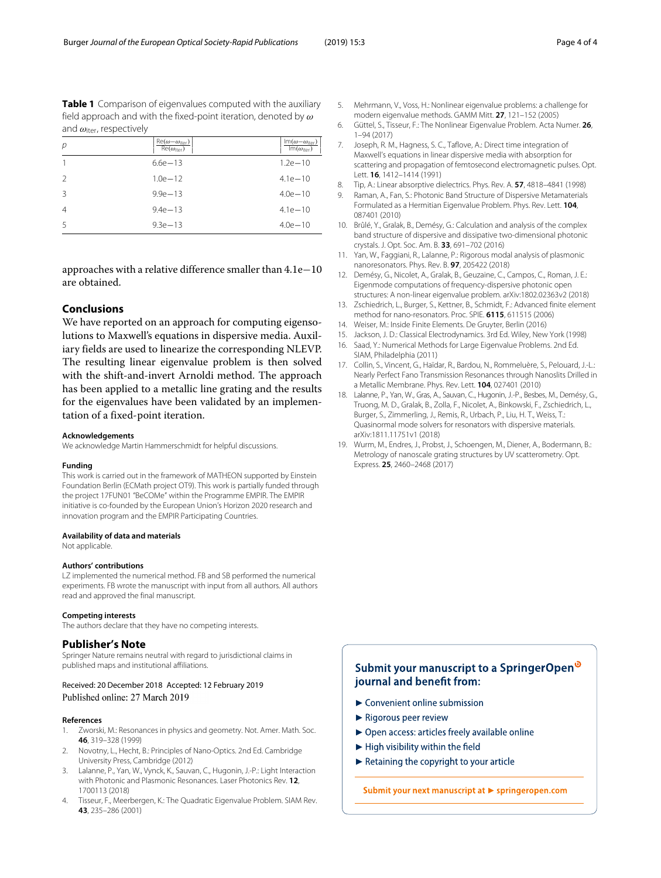**Table 1** Comparison of eigenvalues computed with the auxiliary field approach and with the fixed-point iteration, denoted by $\omega$ and $\omega_{\text{iter}}$, respectively

| $p$ | $\left\lvert \frac{\text{Re}(\omega-\omega_{\text{iter}})}{\text{Re}(\omega_{\text{iter}})} \right\rvert$ | $\left\lvert \frac{\text{Im}(\omega-\omega_{\text{iter}})}{\text{Im}(\omega_{\text{iter}})} \right\rvert$ |
|---|---|---|
| 1 | 6.6e−13 | 1.2e−10 |
| 2 | 1.0e−12 | 4.1e−10 |
| 3 | 9.9e−13 | 4.0e−10 |
| 4 | 9.4e−13 | 4.1e−10 |
| 5 | 9.3e−13 | 4.0e−10 |

approaches with a relative difference smaller than 4.1e−10 are obtained.

## Conclusions

We have reported on an approach for computing eigensolutions to Maxwell's equations in dispersive media. Auxiliary fields are used to linearize the corresponding NLEVP. The resulting linear eigenvalue problem is then solved with the shift-and-invert Arnoldi method. The approach has been applied to a metallic line grating and the results for the eigenvalues have been validated by an implementation of a fixed-point iteration.

#### Acknowledgements

We acknowledge Martin Hammerschmidt for helpful discussions.

#### Funding

This work is carried out in the framework of MATHEON supported by Einstein Foundation Berlin (ECMath project OT9). This work is partially funded through the project 17FUN01 "BeCOMe" within the Programme EMPIR. The EMPIR initiative is co-founded by the European Union's Horizon 2020 research and innovation program and the EMPIR Participating Countries.

#### Availability of data and materials

Not applicable.

#### Authors' contributions

LZ implemented the numerical method. FB and SB performed the numerical experiments. FB wrote the manuscript with input from all authors. All authors read and approved the final manuscript.

#### Competing interests

The authors declare that they have no competing interests.

## Publisher's Note

Springer Nature remains neutral with regard to jurisdictional claims in published maps and institutional affiliations.

Received: 20 December 2018 Accepted: 12 February 2019
Published online: 27 March 2019

#### References

1. Zworski, M.: Resonances in physics and geometry. Not. Amer. Math. Soc. **46**, 319–328 (1999)
2. Novotny, L., Hecht, B.: Principles of Nano-Optics. 2nd Ed. Cambridge University Press, Cambridge (2012)
3. Lalanne, P., Yan, W., Vynck, K., Sauvan, C., Hugonin, J.-P.: Light Interaction with Photonic and Plasmonic Resonances. Laser Photonics Rev. **12**, 1700113 (2018)
4. Tisseur, F., Meerbergen, K.: The Quadratic Eigenvalue Problem. SIAM Rev. **43**, 235–286 (2001)
5. Mehrmann, V., Voss, H.: Nonlinear eigenvalue problems: a challenge for modern eigenvalue methods. GAMM Mitt. **27**, 121–152 (2005)
6. Güttel, S., Tisseur, F.: The Nonlinear Eigenvalue Problem. Acta Numer. **26**, 1–94 (2017)
7. Joseph, R. M., Hagness, S. C., Taflove, A.: Direct time integration of Maxwell's equations in linear dispersive media with absorption for scattering and propagation of femtosecond electromagnetic pulses. Opt. Lett. **16**, 1412–1414 (1991)
8. Tip, A.: Linear absorptive dielectrics. Phys. Rev. A. **57**, 4818–4841 (1998)
9. Raman, A., Fan, S.: Photonic Band Structure of Dispersive Metamaterials Formulated as a Hermitian Eigenvalue Problem. Phys. Rev. Lett. **104**, 087401 (2010)
10. Brûlé, Y., Gralak, B., Demésy, G.: Calculation and analysis of the complex band structure of dispersive and dissipative two-dimensional photonic crystals. J. Opt. Soc. Am. B. **33**, 691–702 (2016)
11. Yan, W., Faggiani, R., Lalanne, P.: Rigorous modal analysis of plasmonic nanoresonators. Phys. Rev. B. **97**, 205422 (2018)
12. Demésy, G., Nicolet, A., Gralak, B., Geuzaine, C., Campos, C., Roman, J. E.: Eigenmode computations of frequency-dispersive photonic open structures: A non-linear eigenvalue problem. arXiv:1802.02363v2 (2018)
13. Zschiedrich, L., Burger, S., Kettner, B., Schmidt, F.: Advanced finite element method for nano-resonators. Proc. SPIE. **6115**, 611515 (2006)
14. Weiser, M.: Inside Finite Elements. De Gruyter, Berlin (2016)
15. Jackson, J. D.: Classical Electrodynamics. 3rd Ed. Wiley, New York (1998)
16. Saad, Y.: Numerical Methods for Large Eigenvalue Problems. 2nd Ed. SIAM, Philadelphia (2011)
17. Collin, S., Vincent, G., Haïdar, R., Bardou, N., Rommeluère, S., Pelouard, J.-L.: Nearly Perfect Fano Transmission Resonances through Nanoslits Drilled in a Metallic Membrane. Phys. Rev. Lett. **104**, 027401 (2010)
18. Lalanne, P., Yan, W., Gras, A., Sauvan, C., Hugonin, J.-P., Besbes, M., Demésy, G., Truong, M. D., Gralak, B., Zolla, F., Nicolet, A., Binkowski, F., Zschiedrich, L., Burger, S., Zimmerling, J., Remis, R., Urbach, P., Liu, H. T., Weiss, T.: Quasinormal mode solvers for resonators with dispersive materials. arXiv:1811.11751v1 (2018)
19. Wurm, M., Endres, J., Probst, J., Schoengen, M., Diener, A., Bodermann, B.: Metrology of nanoscale grating structures by UV scatterometry. Opt. Express. **25**, 2460–2468 (2017)

**Submit your manuscript to a SpringerOpen journal and benefit from:**

- ► Convenient online submission
- ► Rigorous peer review
- ► Open access: articles freely available online
- ► High visibility within the field
- ► Retaining the copyright to your article

**Submit your next manuscript at ► springeropen.com**